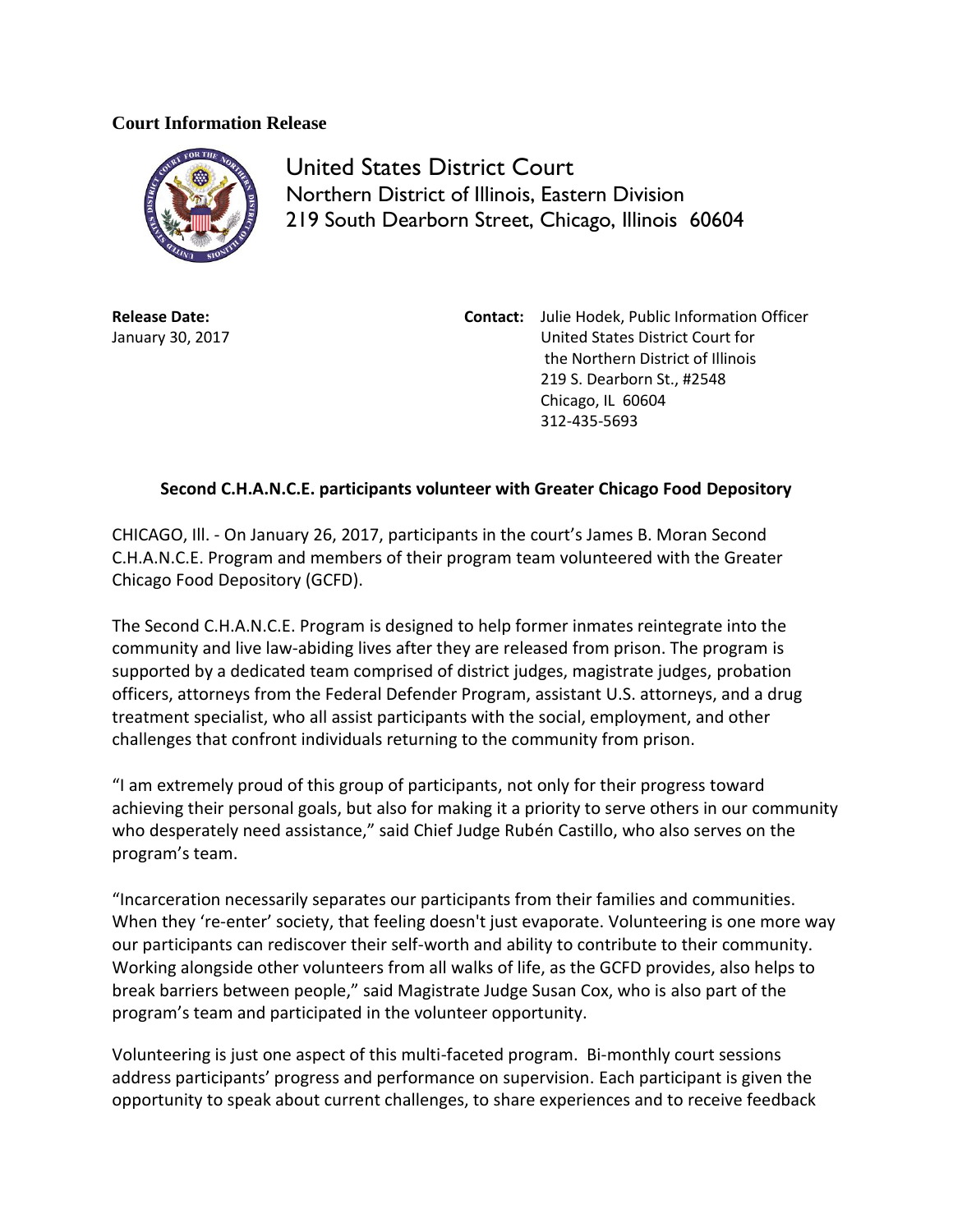**Court Information Release**

United States District Court
Northern District of Illinois, Eastern Division
219 South Dearborn Street, Chicago, Illinois 60604

**Release Date:**
January 30, 2017

**Contact:** Julie Hodek, Public Information Officer
United States District Court for
the Northern District of Illinois
219 S. Dearborn St., #2548
Chicago, IL 60604
312-435-5693

**Second C.H.A.N.C.E. participants volunteer with Greater Chicago Food Depository**

CHICAGO, Ill. - On January 26, 2017, participants in the court's James B. Moran Second C.H.A.N.C.E. Program and members of their program team volunteered with the Greater Chicago Food Depository (GCFD).

The Second C.H.A.N.C.E. Program is designed to help former inmates reintegrate into the community and live law-abiding lives after they are released from prison. The program is supported by a dedicated team comprised of district judges, magistrate judges, probation officers, attorneys from the Federal Defender Program, assistant U.S. attorneys, and a drug treatment specialist, who all assist participants with the social, employment, and other challenges that confront individuals returning to the community from prison.

"I am extremely proud of this group of participants, not only for their progress toward achieving their personal goals, but also for making it a priority to serve others in our community who desperately need assistance," said Chief Judge Rubén Castillo, who also serves on the program's team.

"Incarceration necessarily separates our participants from their families and communities. When they 're-enter' society, that feeling doesn't just evaporate. Volunteering is one more way our participants can rediscover their self-worth and ability to contribute to their community. Working alongside other volunteers from all walks of life, as the GCFD provides, also helps to break barriers between people," said Magistrate Judge Susan Cox, who is also part of the program's team and participated in the volunteer opportunity.

Volunteering is just one aspect of this multi-faceted program. Bi-monthly court sessions address participants' progress and performance on supervision. Each participant is given the opportunity to speak about current challenges, to share experiences and to receive feedback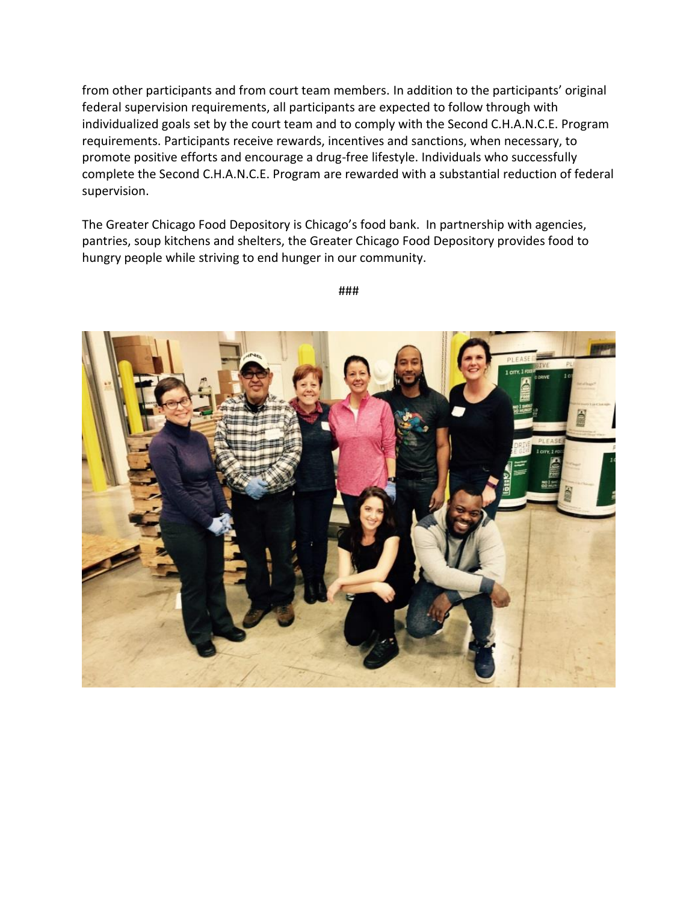from other participants and from court team members. In addition to the participants' original federal supervision requirements, all participants are expected to follow through with individualized goals set by the court team and to comply with the Second C.H.A.N.C.E. Program requirements. Participants receive rewards, incentives and sanctions, when necessary, to promote positive efforts and encourage a drug-free lifestyle. Individuals who successfully complete the Second C.H.A.N.C.E. Program are rewarded with a substantial reduction of federal supervision.

The Greater Chicago Food Depository is Chicago's food bank. In partnership with agencies, pantries, soup kitchens and shelters, the Greater Chicago Food Depository provides food to hungry people while striving to end hunger in our community.

###